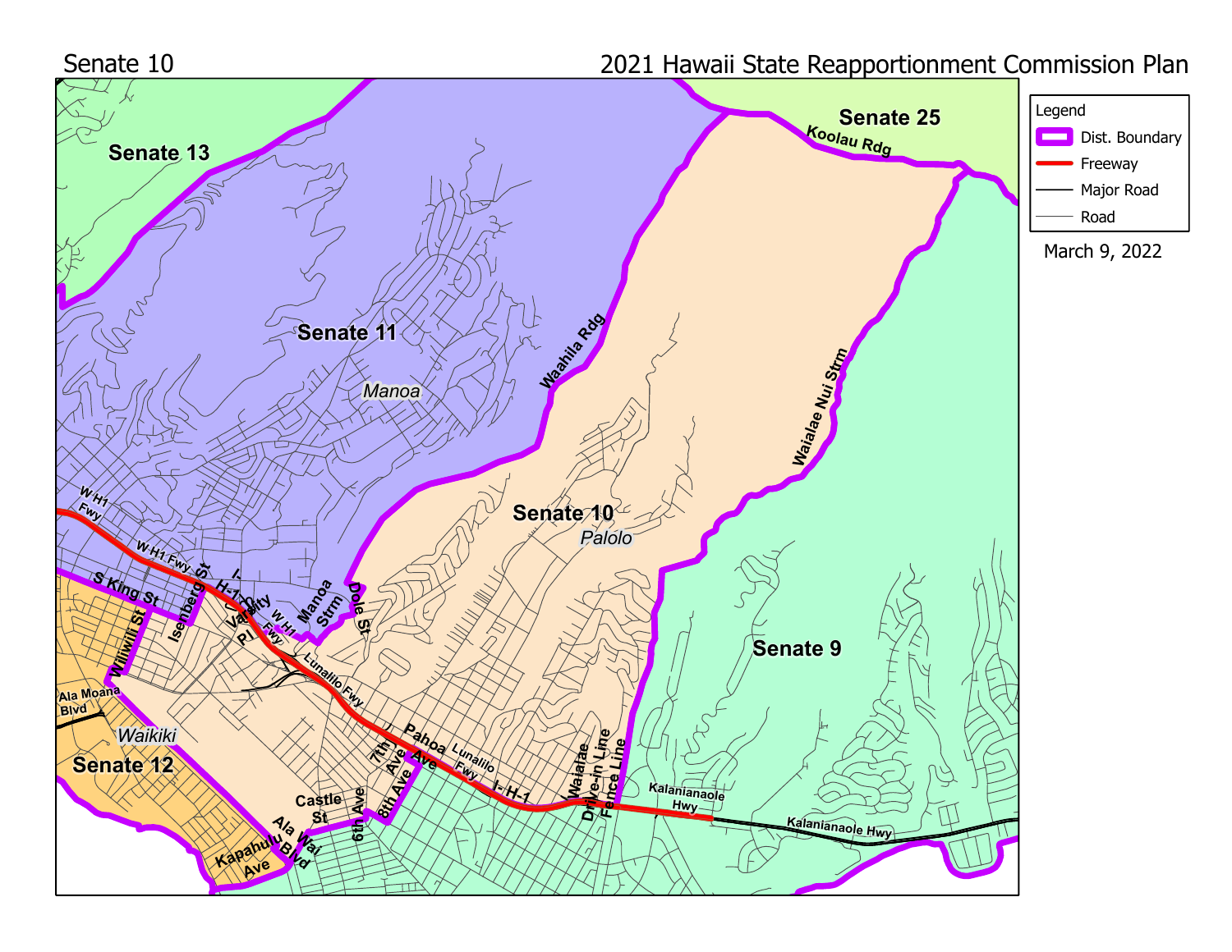Senate 10

2021 Hawaii State Reapportionment Commission Plan

March 9, 2022

**Legend**

- Dist. Boundary
- Freeway
- Major Road
- Road

**Senate 10**

*Palolo*

**Senate 11**

*Manoa*

**Senate 9**

**Senate 12**

*Waikiki*

**Senate 13**

**Senate 25**

Koolau Rdg

Waahila Rdg

Waialae Nui Strm

W H1 Fwy

S King St

Isenberg St

I-H-1

Varsity Pl

Manoa Strm

Dole St

Wiliwili St

Ala Moana Blvd

Lunalilo Fwy

Pahoa Ave

7th Ave

8th Ave

6th Ave

Castle St

Ala Wai Blvd

Kapahulu Ave

Waialae Drive-in Line

Fence Line

Kalanianaole Hwy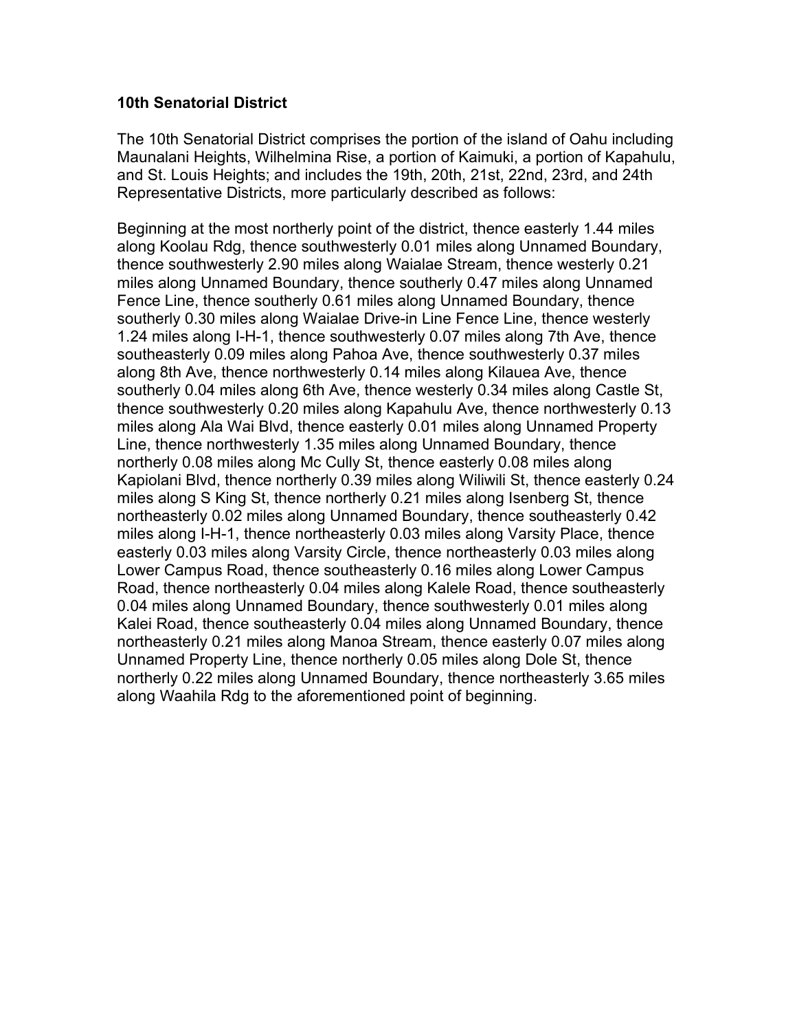**10th Senatorial District**

The 10th Senatorial District comprises the portion of the island of Oahu including Maunalani Heights, Wilhelmina Rise, a portion of Kaimuki, a portion of Kapahulu, and St. Louis Heights; and includes the 19th, 20th, 21st, 22nd, 23rd, and 24th Representative Districts, more particularly described as follows:

Beginning at the most northerly point of the district, thence easterly 1.44 miles along Koolau Rdg, thence southwesterly 0.01 miles along Unnamed Boundary, thence southwesterly 2.90 miles along Waialae Stream, thence westerly 0.21 miles along Unnamed Boundary, thence southerly 0.47 miles along Unnamed Fence Line, thence southerly 0.61 miles along Unnamed Boundary, thence southerly 0.30 miles along Waialae Drive-in Line Fence Line, thence westerly 1.24 miles along I-H-1, thence southwesterly 0.07 miles along 7th Ave, thence southeasterly 0.09 miles along Pahoa Ave, thence southwesterly 0.37 miles along 8th Ave, thence northwesterly 0.14 miles along Kilauea Ave, thence southerly 0.04 miles along 6th Ave, thence westerly 0.34 miles along Castle St, thence southwesterly 0.20 miles along Kapahulu Ave, thence northwesterly 0.13 miles along Ala Wai Blvd, thence easterly 0.01 miles along Unnamed Property Line, thence northwesterly 1.35 miles along Unnamed Boundary, thence northerly 0.08 miles along Mc Cully St, thence easterly 0.08 miles along Kapiolani Blvd, thence northerly 0.39 miles along Wiliwili St, thence easterly 0.24 miles along S King St, thence northerly 0.21 miles along Isenberg St, thence northeasterly 0.02 miles along Unnamed Boundary, thence southeasterly 0.42 miles along I-H-1, thence northeasterly 0.03 miles along Varsity Place, thence easterly 0.03 miles along Varsity Circle, thence northeasterly 0.03 miles along Lower Campus Road, thence southeasterly 0.16 miles along Lower Campus Road, thence northeasterly 0.04 miles along Kalele Road, thence southeasterly 0.04 miles along Unnamed Boundary, thence southwesterly 0.01 miles along Kalei Road, thence southeasterly 0.04 miles along Unnamed Boundary, thence northeasterly 0.21 miles along Manoa Stream, thence easterly 0.07 miles along Unnamed Property Line, thence northerly 0.05 miles along Dole St, thence northerly 0.22 miles along Unnamed Boundary, thence northeasterly 3.65 miles along Waahila Rdg to the aforementioned point of beginning.